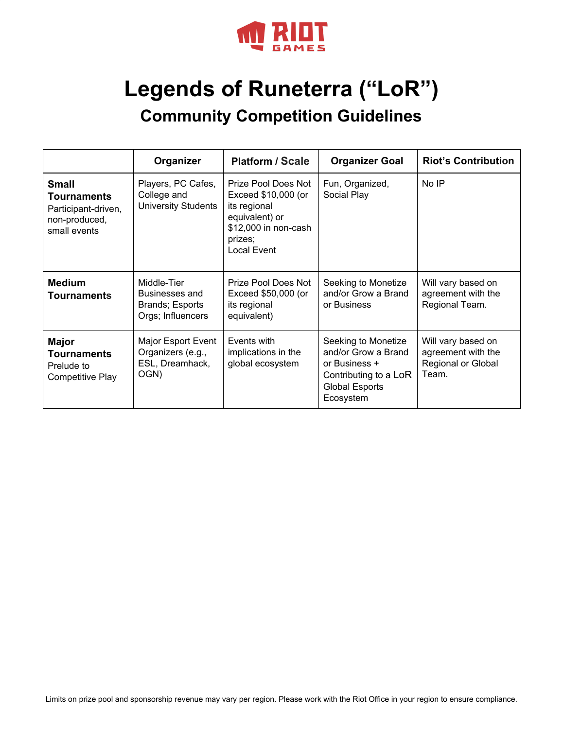# Legends of Runeterra (“LoR”)

## Community Competition Guidelines

| | Organizer | Platform / Scale | Organizer Goal | Riot’s Contribution |
|---|---|---|---|---|
| **Small Tournaments** Participant-driven, non-produced, small events | Players, PC Cafes, College and University Students | Prize Pool Does Not Exceed $10,000 (or its regional equivalent) or $12,000 in non-cash prizes; Local Event | Fun, Organized, Social Play | No IP |
| **Medium Tournaments** | Middle-Tier Businesses and Brands; Esports Orgs; Influencers | Prize Pool Does Not Exceed $50,000 (or its regional equivalent) | Seeking to Monetize and/or Grow a Brand or Business | Will vary based on agreement with the Regional Team. |
| **Major Tournaments** Prelude to Competitive Play | Major Esport Event Organizers (e.g., ESL, Dreamhack, OGN) | Events with implications in the global ecosystem | Seeking to Monetize and/or Grow a Brand or Business + Contributing to a LoR Global Esports Ecosystem | Will vary based on agreement with the Regional or Global Team. |

Limits on prize pool and sponsorship revenue may vary per region. Please work with the Riot Office in your region to ensure compliance.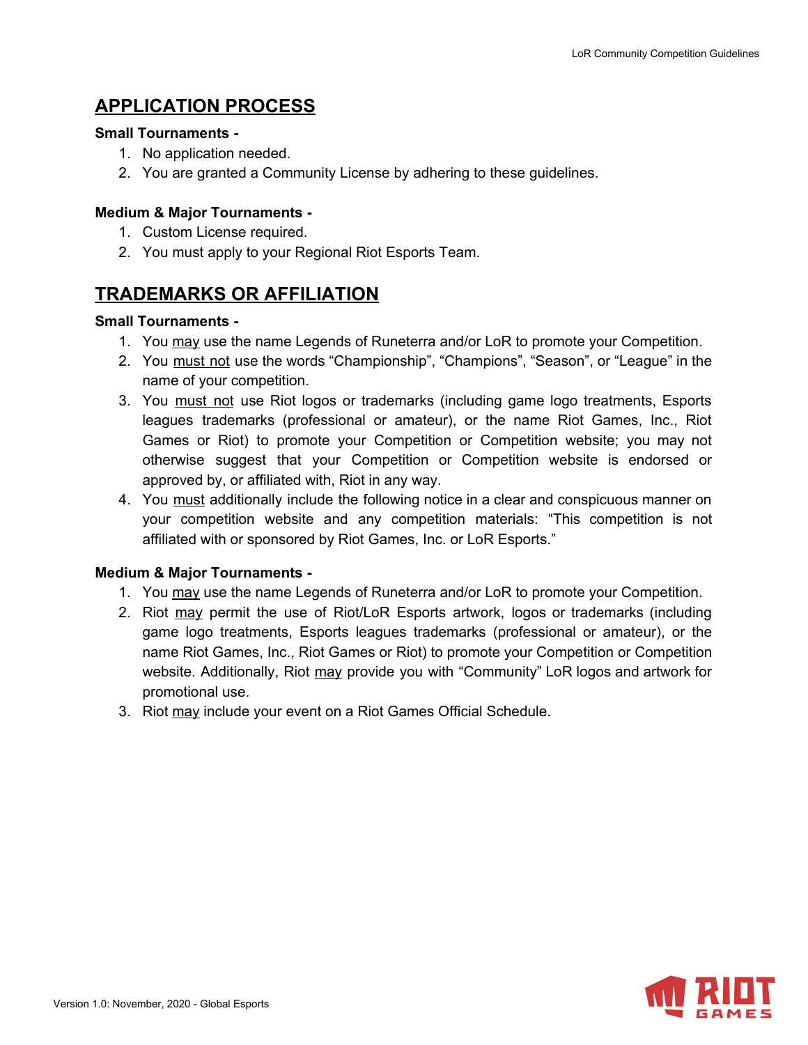## APPLICATION PROCESS

**Small Tournaments -**

1. No application needed.
2. You are granted a Community License by adhering to these guidelines.

**Medium & Major Tournaments -**

1. Custom License required.
2. You must apply to your Regional Riot Esports Team.

## TRADEMARKS OR AFFILIATION

**Small Tournaments -**

1. You may use the name Legends of Runeterra and/or LoR to promote your Competition.
2. You must not use the words "Championship", "Champions", "Season", or "League" in the name of your competition.
3. You must not use Riot logos or trademarks (including game logo treatments, Esports leagues trademarks (professional or amateur), or the name Riot Games, Inc., Riot Games or Riot) to promote your Competition or Competition website; you may not otherwise suggest that your Competition or Competition website is endorsed or approved by, or affiliated with, Riot in any way.
4. You must additionally include the following notice in a clear and conspicuous manner on your competition website and any competition materials: "This competition is not affiliated with or sponsored by Riot Games, Inc. or LoR Esports."

**Medium & Major Tournaments -**

1. You may use the name Legends of Runeterra and/or LoR to promote your Competition.
2. Riot may permit the use of Riot/LoR Esports artwork, logos or trademarks (including game logo treatments, Esports leagues trademarks (professional or amateur), or the name Riot Games, Inc., Riot Games or Riot) to promote your Competition or Competition website. Additionally, Riot may provide you with "Community" LoR logos and artwork for promotional use.
3. Riot may include your event on a Riot Games Official Schedule.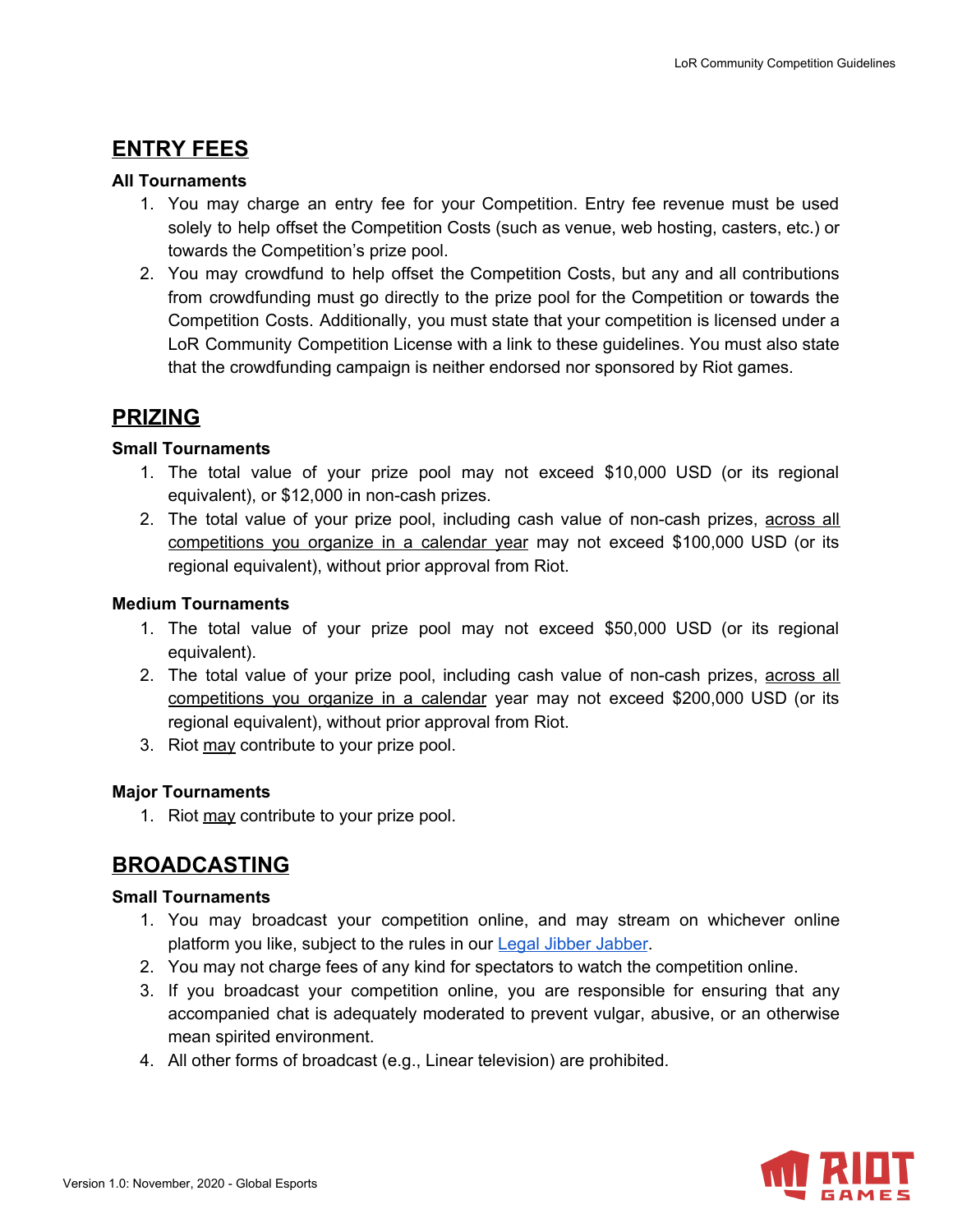## ENTRY FEES

### All Tournaments

1. You may charge an entry fee for your Competition. Entry fee revenue must be used solely to help offset the Competition Costs (such as venue, web hosting, casters, etc.) or towards the Competition's prize pool.
2. You may crowdfund to help offset the Competition Costs, but any and all contributions from crowdfunding must go directly to the prize pool for the Competition or towards the Competition Costs. Additionally, you must state that your competition is licensed under a LoR Community Competition License with a link to these guidelines. You must also state that the crowdfunding campaign is neither endorsed nor sponsored by Riot games.

## PRIZING

### Small Tournaments

1. The total value of your prize pool may not exceed $10,000 USD (or its regional equivalent), or $12,000 in non-cash prizes.
2. The total value of your prize pool, including cash value of non-cash prizes, across all competitions you organize in a calendar year may not exceed $100,000 USD (or its regional equivalent), without prior approval from Riot.

### Medium Tournaments

1. The total value of your prize pool may not exceed $50,000 USD (or its regional equivalent).
2. The total value of your prize pool, including cash value of non-cash prizes, across all competitions you organize in a calendar year may not exceed $200,000 USD (or its regional equivalent), without prior approval from Riot.
3. Riot may contribute to your prize pool.

### Major Tournaments

1. Riot may contribute to your prize pool.

## BROADCASTING

### Small Tournaments

1. You may broadcast your competition online, and may stream on whichever online platform you like, subject to the rules in our Legal Jibber Jabber.
2. You may not charge fees of any kind for spectators to watch the competition online.
3. If you broadcast your competition online, you are responsible for ensuring that any accompanied chat is adequately moderated to prevent vulgar, abusive, or an otherwise mean spirited environment.
4. All other forms of broadcast (e.g., Linear television) are prohibited.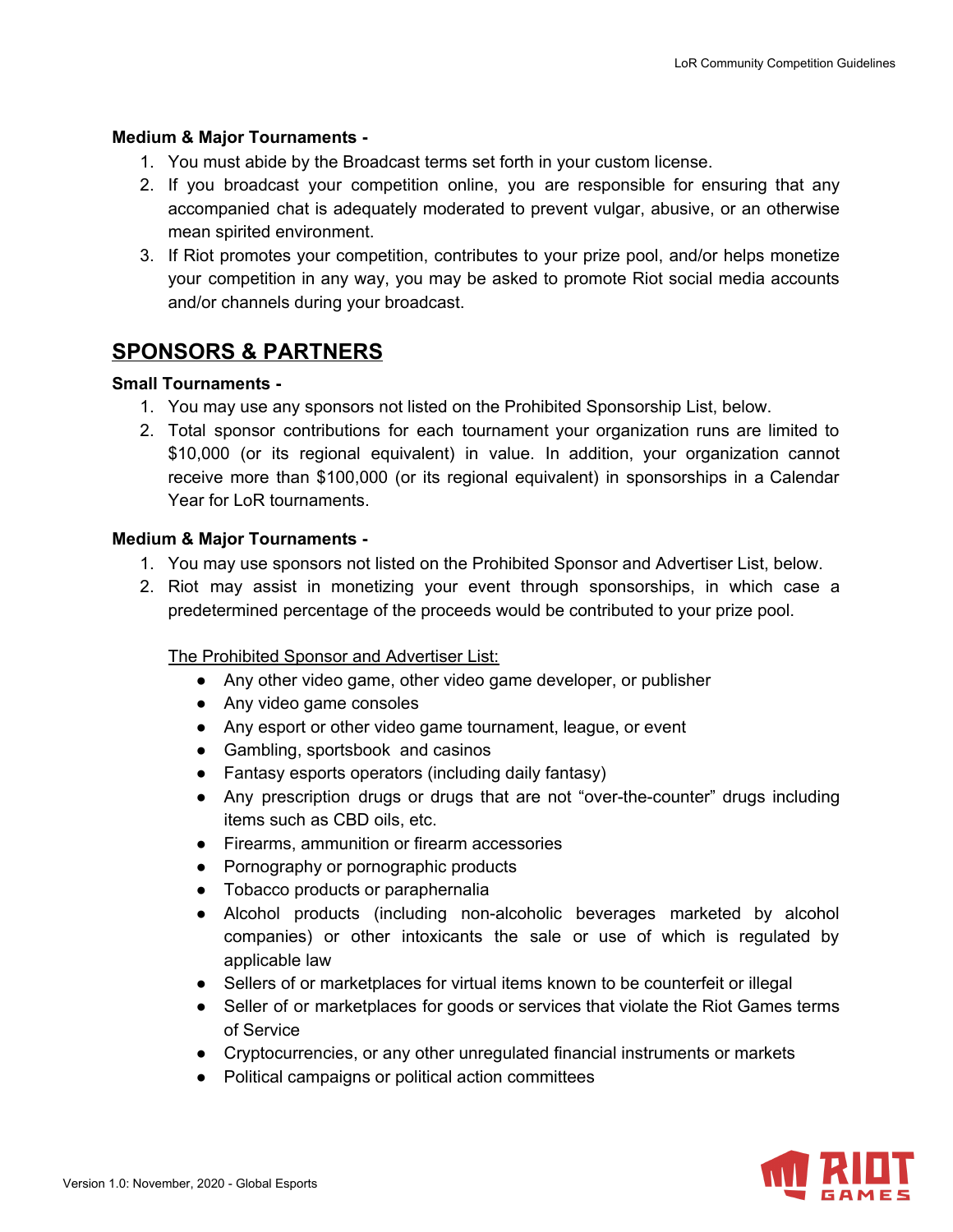**Medium & Major Tournaments -**

1. You must abide by the Broadcast terms set forth in your custom license.
2. If you broadcast your competition online, you are responsible for ensuring that any accompanied chat is adequately moderated to prevent vulgar, abusive, or an otherwise mean spirited environment.
3. If Riot promotes your competition, contributes to your prize pool, and/or helps monetize your competition in any way, you may be asked to promote Riot social media accounts and/or channels during your broadcast.

## SPONSORS & PARTNERS

**Small Tournaments -**

1. You may use any sponsors not listed on the Prohibited Sponsorship List, below.
2. Total sponsor contributions for each tournament your organization runs are limited to $10,000 (or its regional equivalent) in value. In addition, your organization cannot receive more than $100,000 (or its regional equivalent) in sponsorships in a Calendar Year for LoR tournaments.

**Medium & Major Tournaments -**

1. You may use sponsors not listed on the Prohibited Sponsor and Advertiser List, below.
2. Riot may assist in monetizing your event through sponsorships, in which case a predetermined percentage of the proceeds would be contributed to your prize pool.

The Prohibited Sponsor and Advertiser List:

- Any other video game, other video game developer, or publisher
- Any video game consoles
- Any esport or other video game tournament, league, or event
- Gambling, sportsbook and casinos
- Fantasy esports operators (including daily fantasy)
- Any prescription drugs or drugs that are not "over-the-counter" drugs including items such as CBD oils, etc.
- Firearms, ammunition or firearm accessories
- Pornography or pornographic products
- Tobacco products or paraphernalia
- Alcohol products (including non-alcoholic beverages marketed by alcohol companies) or other intoxicants the sale or use of which is regulated by applicable law
- Sellers of or marketplaces for virtual items known to be counterfeit or illegal
- Seller of or marketplaces for goods or services that violate the Riot Games terms of Service
- Cryptocurrencies, or any other unregulated financial instruments or markets
- Political campaigns or political action committees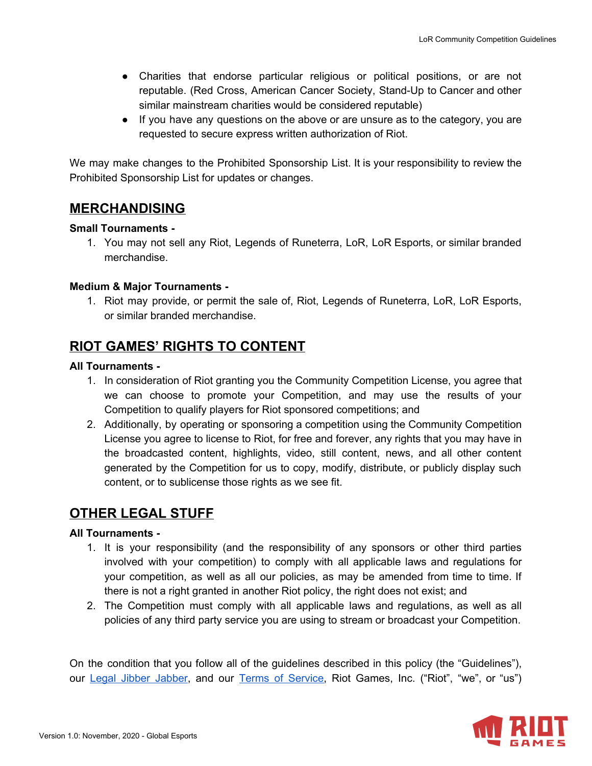- Charities that endorse particular religious or political positions, or are not reputable. (Red Cross, American Cancer Society, Stand-Up to Cancer and other similar mainstream charities would be considered reputable)
- If you have any questions on the above or are unsure as to the category, you are requested to secure express written authorization of Riot.

We may make changes to the Prohibited Sponsorship List. It is your responsibility to review the Prohibited Sponsorship List for updates or changes.

## MERCHANDISING

**Small Tournaments -**

1. You may not sell any Riot, Legends of Runeterra, LoR, LoR Esports, or similar branded merchandise.

**Medium & Major Tournaments -**

1. Riot may provide, or permit the sale of, Riot, Legends of Runeterra, LoR, LoR Esports, or similar branded merchandise.

## RIOT GAMES' RIGHTS TO CONTENT

**All Tournaments -**

1. In consideration of Riot granting you the Community Competition License, you agree that we can choose to promote your Competition, and may use the results of your Competition to qualify players for Riot sponsored competitions; and
2. Additionally, by operating or sponsoring a competition using the Community Competition License you agree to license to Riot, for free and forever, any rights that you may have in the broadcasted content, highlights, video, still content, news, and all other content generated by the Competition for us to copy, modify, distribute, or publicly display such content, or to sublicense those rights as we see fit.

## OTHER LEGAL STUFF

**All Tournaments -**

1. It is your responsibility (and the responsibility of any sponsors or other third parties involved with your competition) to comply with all applicable laws and regulations for your competition, as well as all our policies, as may be amended from time to time. If there is not a right granted in another Riot policy, the right does not exist; and
2. The Competition must comply with all applicable laws and regulations, as well as all policies of any third party service you are using to stream or broadcast your Competition.

On the condition that you follow all of the guidelines described in this policy (the "Guidelines"), our Legal Jibber Jabber, and our Terms of Service, Riot Games, Inc. ("Riot", "we", or "us")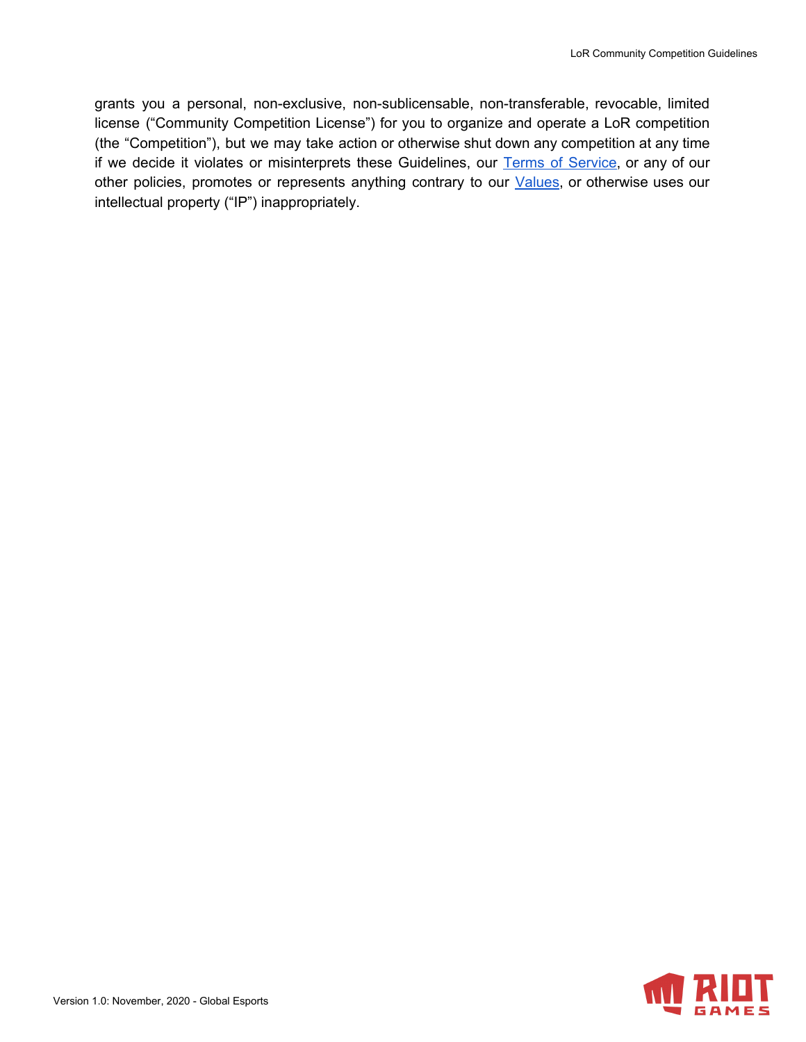grants you a personal, non-exclusive, non-sublicensable, non-transferable, revocable, limited license ("Community Competition License") for you to organize and operate a LoR competition (the "Competition"), but we may take action or otherwise shut down any competition at any time if we decide it violates or misinterprets these Guidelines, our Terms of Service, or any of our other policies, promotes or represents anything contrary to our Values, or otherwise uses our intellectual property ("IP") inappropriately.